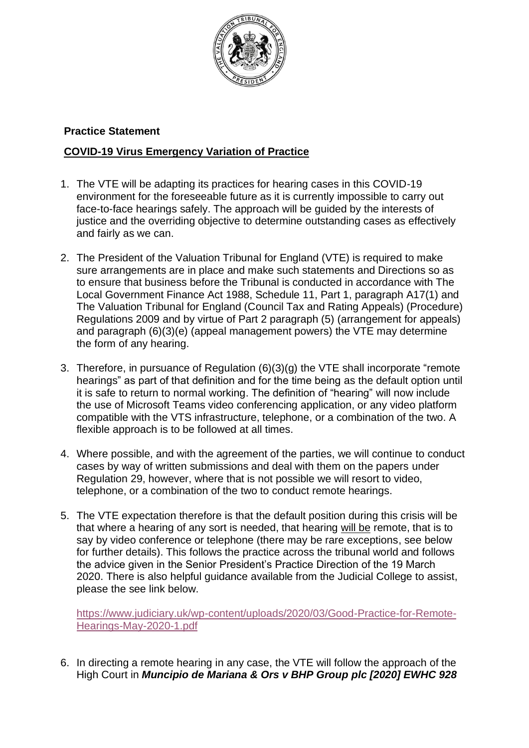**Practice Statement**

**COVID-19 Virus Emergency Variation of Practice**

1. The VTE will be adapting its practices for hearing cases in this COVID-19 environment for the foreseeable future as it is currently impossible to carry out face-to-face hearings safely. The approach will be guided by the interests of justice and the overriding objective to determine outstanding cases as effectively and fairly as we can.

2. The President of the Valuation Tribunal for England (VTE) is required to make sure arrangements are in place and make such statements and Directions so as to ensure that business before the Tribunal is conducted in accordance with The Local Government Finance Act 1988, Schedule 11, Part 1, paragraph A17(1) and The Valuation Tribunal for England (Council Tax and Rating Appeals) (Procedure) Regulations 2009 and by virtue of Part 2 paragraph (5) (arrangement for appeals) and paragraph (6)(3)(e) (appeal management powers) the VTE may determine the form of any hearing.

3. Therefore, in pursuance of Regulation (6)(3)(g) the VTE shall incorporate "remote hearings" as part of that definition and for the time being as the default option until it is safe to return to normal working. The definition of "hearing" will now include the use of Microsoft Teams video conferencing application, or any video platform compatible with the VTS infrastructure, telephone, or a combination of the two. A flexible approach is to be followed at all times.

4. Where possible, and with the agreement of the parties, we will continue to conduct cases by way of written submissions and deal with them on the papers under Regulation 29, however, where that is not possible we will resort to video, telephone, or a combination of the two to conduct remote hearings.

5. The VTE expectation therefore is that the default position during this crisis will be that where a hearing of any sort is needed, that hearing will be remote, that is to say by video conference or telephone (there may be rare exceptions, see below for further details). This follows the practice across the tribunal world and follows the advice given in the Senior President's Practice Direction of the 19 March 2020. There is also helpful guidance available from the Judicial College to assist, please the see link below.

   https://www.judiciary.uk/wp-content/uploads/2020/03/Good-Practice-for-Remote-Hearings-May-2020-1.pdf

6. In directing a remote hearing in any case, the VTE will follow the approach of the High Court in ***Muncipio de Mariana & Ors v BHP Group plc [2020] EWHC 928***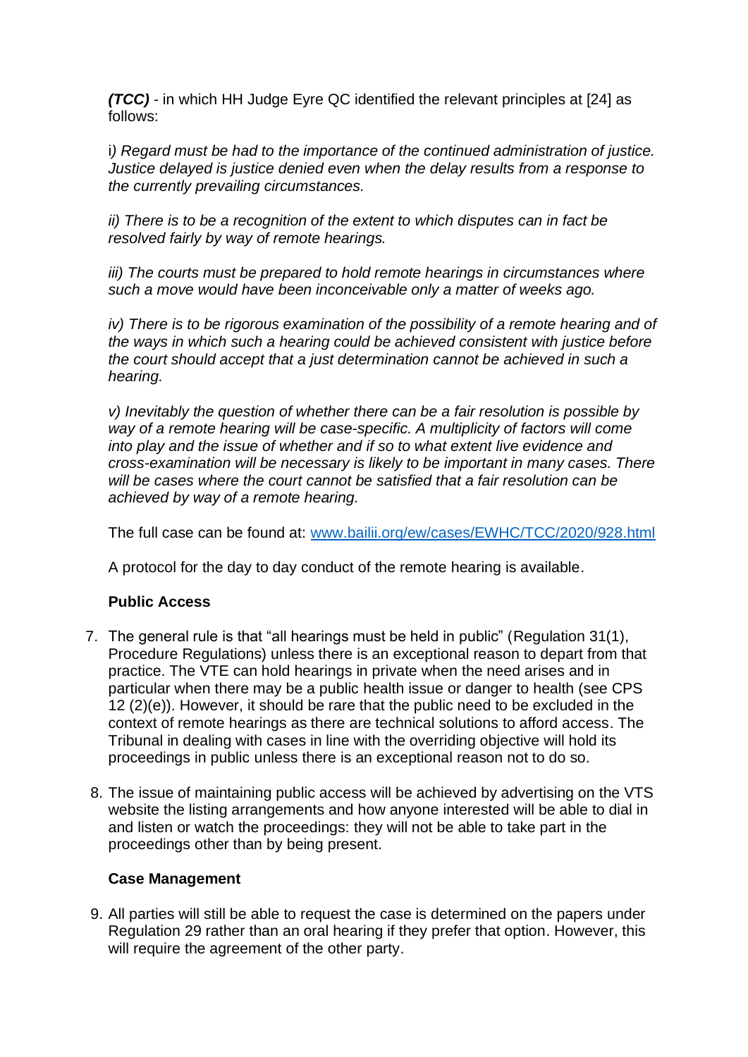***(TCC)*** - in which HH Judge Eyre QC identified the relevant principles at [24] as follows:

i*) Regard must be had to the importance of the continued administration of justice. Justice delayed is justice denied even when the delay results from a response to the currently prevailing circumstances.*

*ii) There is to be a recognition of the extent to which disputes can in fact be resolved fairly by way of remote hearings.*

*iii) The courts must be prepared to hold remote hearings in circumstances where such a move would have been inconceivable only a matter of weeks ago.*

*iv) There is to be rigorous examination of the possibility of a remote hearing and of the ways in which such a hearing could be achieved consistent with justice before the court should accept that a just determination cannot be achieved in such a hearing.*

*v) Inevitably the question of whether there can be a fair resolution is possible by way of a remote hearing will be case-specific. A multiplicity of factors will come into play and the issue of whether and if so to what extent live evidence and cross-examination will be necessary is likely to be important in many cases. There will be cases where the court cannot be satisfied that a fair resolution can be achieved by way of a remote hearing.*

The full case can be found at: [www.bailii.org/ew/cases/EWHC/TCC/2020/928.html](http://www.bailii.org/ew/cases/EWHC/TCC/2020/928.html)

A protocol for the day to day conduct of the remote hearing is available.

**Public Access**

7. The general rule is that "all hearings must be held in public" (Regulation 31(1), Procedure Regulations) unless there is an exceptional reason to depart from that practice. The VTE can hold hearings in private when the need arises and in particular when there may be a public health issue or danger to health (see CPS 12 (2)(e)). However, it should be rare that the public need to be excluded in the context of remote hearings as there are technical solutions to afford access. The Tribunal in dealing with cases in line with the overriding objective will hold its proceedings in public unless there is an exceptional reason not to do so.

8. The issue of maintaining public access will be achieved by advertising on the VTS website the listing arrangements and how anyone interested will be able to dial in and listen or watch the proceedings: they will not be able to take part in the proceedings other than by being present.

**Case Management**

9. All parties will still be able to request the case is determined on the papers under Regulation 29 rather than an oral hearing if they prefer that option. However, this will require the agreement of the other party.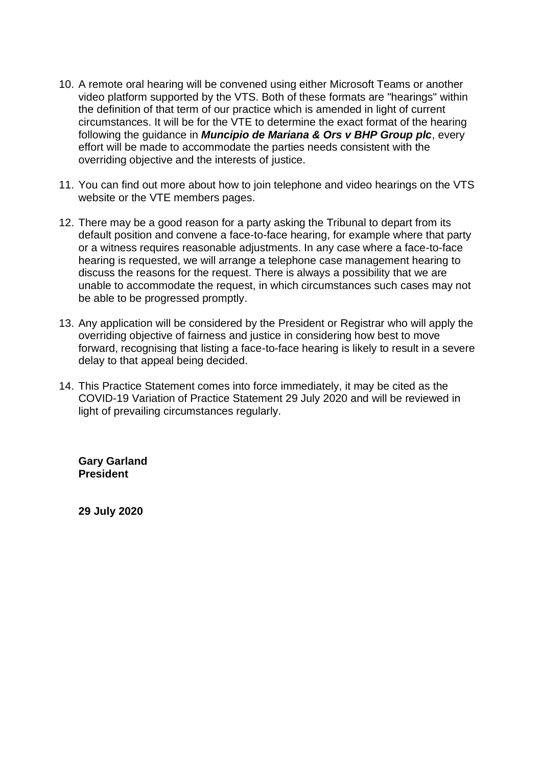10. A remote oral hearing will be convened using either Microsoft Teams or another video platform supported by the VTS. Both of these formats are "hearings" within the definition of that term of our practice which is amended in light of current circumstances. It will be for the VTE to determine the exact format of the hearing following the guidance in ***Muncipio de Mariana & Ors v BHP Group plc***, every effort will be made to accommodate the parties needs consistent with the overriding objective and the interests of justice.

11. You can find out more about how to join telephone and video hearings on the VTS website or the VTE members pages.

12. There may be a good reason for a party asking the Tribunal to depart from its default position and convene a face-to-face hearing, for example where that party or a witness requires reasonable adjustments. In any case where a face-to-face hearing is requested, we will arrange a telephone case management hearing to discuss the reasons for the request. There is always a possibility that we are unable to accommodate the request, in which circumstances such cases may not be able to be progressed promptly.

13. Any application will be considered by the President or Registrar who will apply the overriding objective of fairness and justice in considering how best to move forward, recognising that listing a face-to-face hearing is likely to result in a severe delay to that appeal being decided.

14. This Practice Statement comes into force immediately, it may be cited as the COVID-19 Variation of Practice Statement 29 July 2020 and will be reviewed in light of prevailing circumstances regularly.

**Gary Garland**
**President**

**29 July 2020**